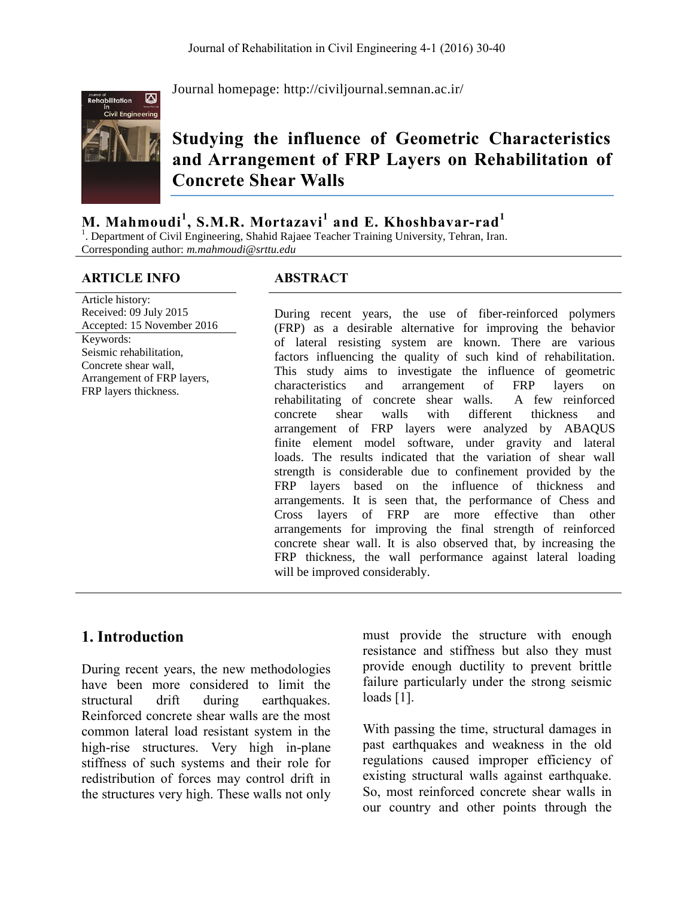Journal homepage: http://civiljournal.semnan.ac.ir/

# Studying the influence of Geometric Characteristics and Arrangement of FRP Layers on Rehabilitation of Concrete Shear Walls

**M. Mahmoudi[1], S.M.R. Mortazavi[1] and E. Khoshbavar-rad[1]**

[1]. Department of Civil Engineering, Shahid Rajaee Teacher Training University, Tehran, Iran.
Corresponding author: *m.mahmoudi@srttu.edu*

**ARTICLE INFO**

Article history:
Received: 09 July 2015
Accepted: 15 November 2016

Keywords:
Seismic rehabilitation,
Concrete shear wall,
Arrangement of FRP layers,
FRP layers thickness.

**ABSTRACT**

During recent years, the use of fiber-reinforced polymers (FRP) as a desirable alternative for improving the behavior of lateral resisting system are known. There are various factors influencing the quality of such kind of rehabilitation. This study aims to investigate the influence of geometric characteristics and arrangement of FRP layers on rehabilitating of concrete shear walls. A few reinforced concrete shear walls with different thickness and arrangement of FRP layers were analyzed by ABAQUS finite element model software, under gravity and lateral loads. The results indicated that the variation of shear wall strength is considerable due to confinement provided by the FRP layers based on the influence of thickness and arrangements. It is seen that, the performance of Chess and Cross layers of FRP are more effective than other arrangements for improving the final strength of reinforced concrete shear wall. It is also observed that, by increasing the FRP thickness, the wall performance against lateral loading will be improved considerably.

## 1. Introduction

During recent years, the new methodologies have been more considered to limit the structural drift during earthquakes. Reinforced concrete shear walls are the most common lateral load resistant system in the high-rise structures. Very high in-plane stiffness of such systems and their role for redistribution of forces may control drift in the structures very high. These walls not only must provide the structure with enough resistance and stiffness but also they must provide enough ductility to prevent brittle failure particularly under the strong seismic loads [1].

With passing the time, structural damages in past earthquakes and weakness in the old regulations caused improper efficiency of existing structural walls against earthquake. So, most reinforced concrete shear walls in our country and other points through the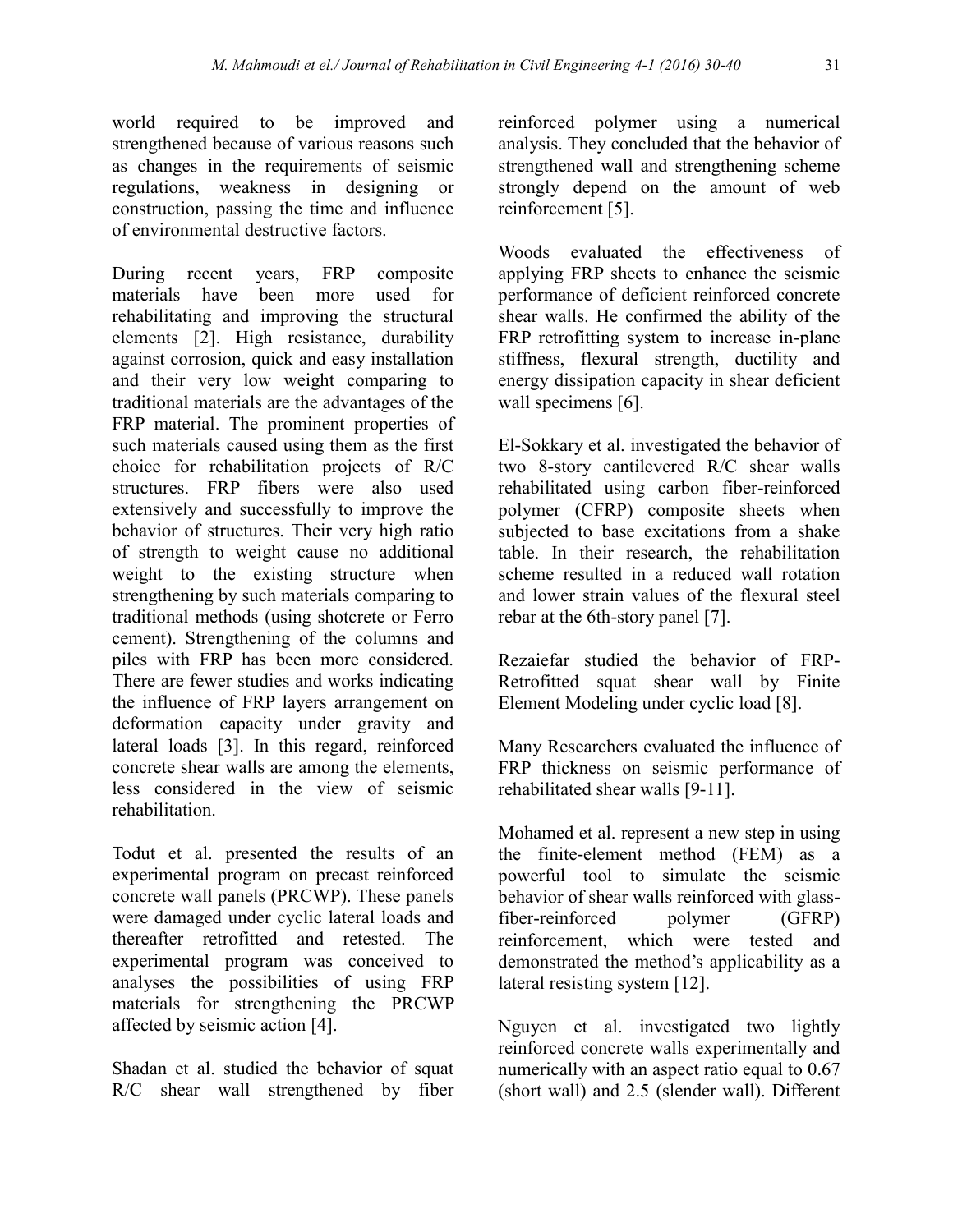world required to be improved and strengthened because of various reasons such as changes in the requirements of seismic regulations, weakness in designing or construction, passing the time and influence of environmental destructive factors.

During recent years, FRP composite materials have been more used for rehabilitating and improving the structural elements [2]. High resistance, durability against corrosion, quick and easy installation and their very low weight comparing to traditional materials are the advantages of the FRP material. The prominent properties of such materials caused using them as the first choice for rehabilitation projects of R/C structures. FRP fibers were also used extensively and successfully to improve the behavior of structures. Their very high ratio of strength to weight cause no additional weight to the existing structure when strengthening by such materials comparing to traditional methods (using shotcrete or Ferro cement). Strengthening of the columns and piles with FRP has been more considered. There are fewer studies and works indicating the influence of FRP layers arrangement on deformation capacity under gravity and lateral loads [3]. In this regard, reinforced concrete shear walls are among the elements, less considered in the view of seismic rehabilitation.

Todut et al. presented the results of an experimental program on precast reinforced concrete wall panels (PRCWP). These panels were damaged under cyclic lateral loads and thereafter retrofitted and retested. The experimental program was conceived to analyses the possibilities of using FRP materials for strengthening the PRCWP affected by seismic action [4].

Shadan et al. studied the behavior of squat R/C shear wall strengthened by fiber reinforced polymer using a numerical analysis. They concluded that the behavior of strengthened wall and strengthening scheme strongly depend on the amount of web reinforcement [5].

Woods evaluated the effectiveness of applying FRP sheets to enhance the seismic performance of deficient reinforced concrete shear walls. He confirmed the ability of the FRP retrofitting system to increase in-plane stiffness, flexural strength, ductility and energy dissipation capacity in shear deficient wall specimens [6].

El-Sokkary et al. investigated the behavior of two 8-story cantilevered R/C shear walls rehabilitated using carbon fiber-reinforced polymer (CFRP) composite sheets when subjected to base excitations from a shake table. In their research, the rehabilitation scheme resulted in a reduced wall rotation and lower strain values of the flexural steel rebar at the 6th-story panel [7].

Rezaiefar studied the behavior of FRP-Retrofitted squat shear wall by Finite Element Modeling under cyclic load [8].

Many Researchers evaluated the influence of FRP thickness on seismic performance of rehabilitated shear walls [9-11].

Mohamed et al. represent a new step in using the finite-element method (FEM) as a powerful tool to simulate the seismic behavior of shear walls reinforced with glass-fiber-reinforced polymer (GFRP) reinforcement, which were tested and demonstrated the method's applicability as a lateral resisting system [12].

Nguyen et al. investigated two lightly reinforced concrete walls experimentally and numerically with an aspect ratio equal to 0.67 (short wall) and 2.5 (slender wall). Different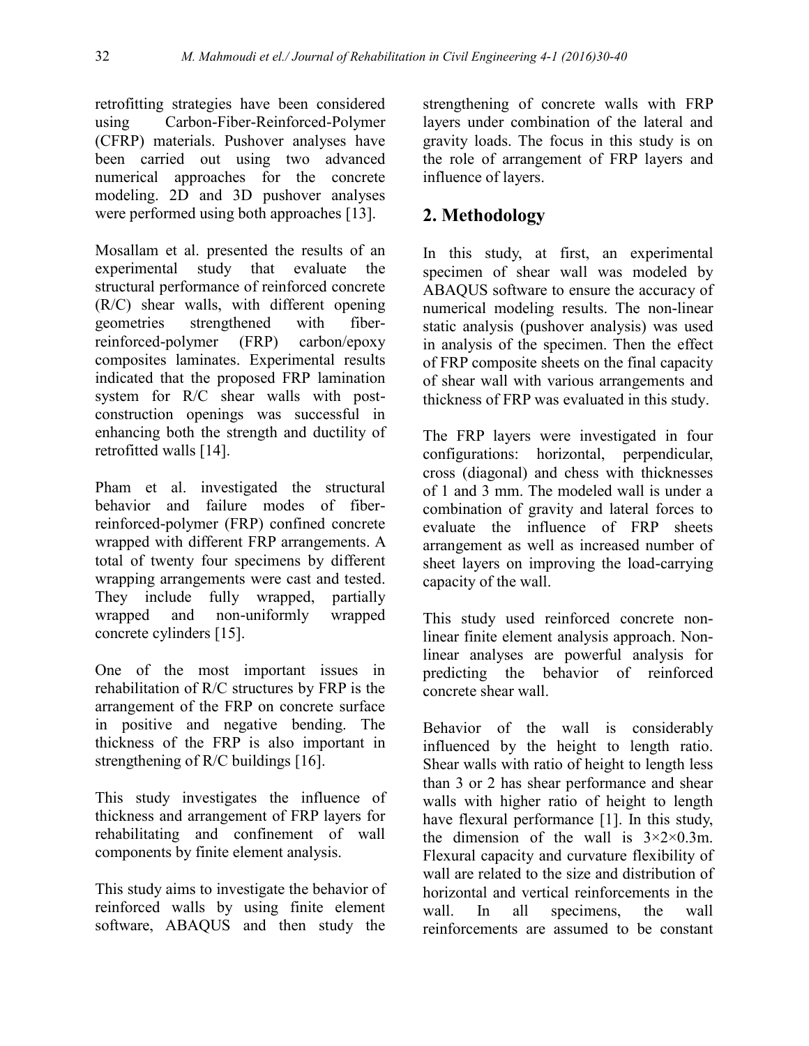retrofitting strategies have been considered using Carbon-Fiber-Reinforced-Polymer (CFRP) materials. Pushover analyses have been carried out using two advanced numerical approaches for the concrete modeling. 2D and 3D pushover analyses were performed using both approaches [13].

Mosallam et al. presented the results of an experimental study that evaluate the structural performance of reinforced concrete (R/C) shear walls, with different opening geometries strengthened with fiber-reinforced-polymer (FRP) carbon/epoxy composites laminates. Experimental results indicated that the proposed FRP lamination system for R/C shear walls with post-construction openings was successful in enhancing both the strength and ductility of retrofitted walls [14].

Pham et al. investigated the structural behavior and failure modes of fiber-reinforced-polymer (FRP) confined concrete wrapped with different FRP arrangements. A total of twenty four specimens by different wrapping arrangements were cast and tested. They include fully wrapped, partially wrapped and non-uniformly wrapped concrete cylinders [15].

One of the most important issues in rehabilitation of R/C structures by FRP is the arrangement of the FRP on concrete surface in positive and negative bending. The thickness of the FRP is also important in strengthening of R/C buildings [16].

This study investigates the influence of thickness and arrangement of FRP layers for rehabilitating and confinement of wall components by finite element analysis.

This study aims to investigate the behavior of reinforced walls by using finite element software, ABAQUS and then study the strengthening of concrete walls with FRP layers under combination of the lateral and gravity loads. The focus in this study is on the role of arrangement of FRP layers and influence of layers.

## 2. Methodology

In this study, at first, an experimental specimen of shear wall was modeled by ABAQUS software to ensure the accuracy of numerical modeling results. The non-linear static analysis (pushover analysis) was used in analysis of the specimen. Then the effect of FRP composite sheets on the final capacity of shear wall with various arrangements and thickness of FRP was evaluated in this study.

The FRP layers were investigated in four configurations: horizontal, perpendicular, cross (diagonal) and chess with thicknesses of 1 and 3 mm. The modeled wall is under a combination of gravity and lateral forces to evaluate the influence of FRP sheets arrangement as well as increased number of sheet layers on improving the load-carrying capacity of the wall.

This study used reinforced concrete non-linear finite element analysis approach. Non-linear analyses are powerful analysis for predicting the behavior of reinforced concrete shear wall.

Behavior of the wall is considerably influenced by the height to length ratio. Shear walls with ratio of height to length less than 3 or 2 has shear performance and shear walls with higher ratio of height to length have flexural performance [1]. In this study, the dimension of the wall is 3×2×0.3m. Flexural capacity and curvature flexibility of wall are related to the size and distribution of horizontal and vertical reinforcements in the wall. In all specimens, the wall reinforcements are assumed to be constant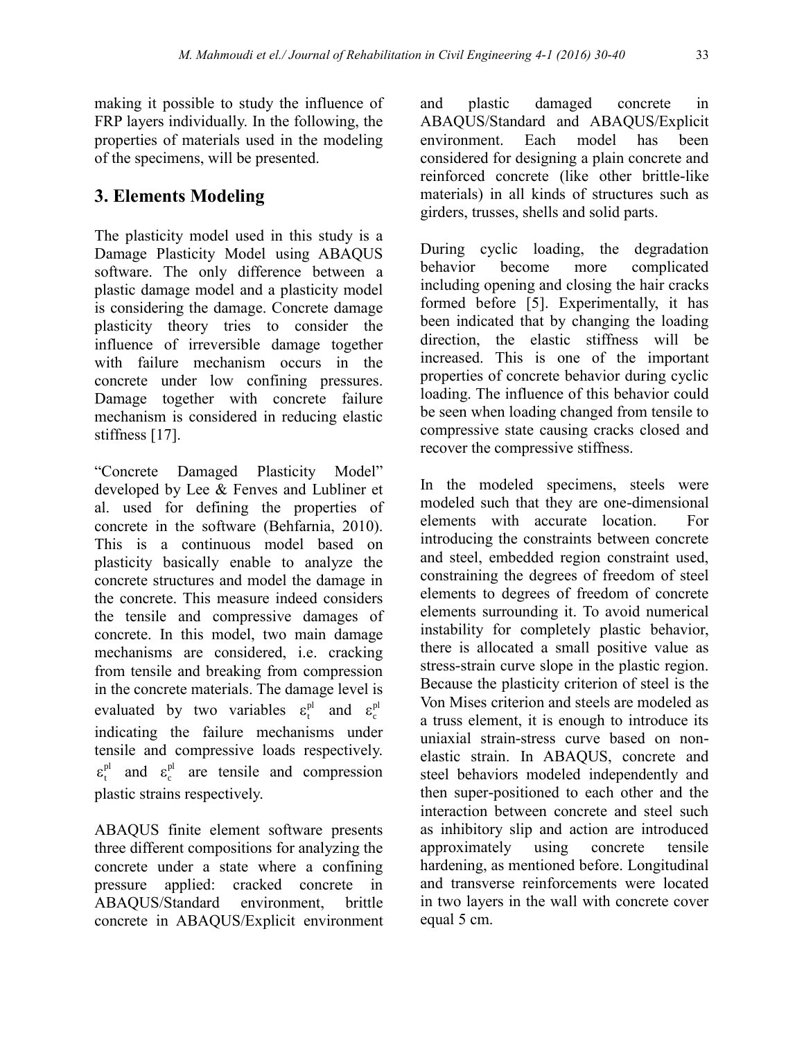making it possible to study the influence of FRP layers individually. In the following, the properties of materials used in the modeling of the specimens, will be presented.

## 3. Elements Modeling

The plasticity model used in this study is a Damage Plasticity Model using ABAQUS software. The only difference between a plastic damage model and a plasticity model is considering the damage. Concrete damage plasticity theory tries to consider the influence of irreversible damage together with failure mechanism occurs in the concrete under low confining pressures. Damage together with concrete failure mechanism is considered in reducing elastic stiffness [17].

"Concrete Damaged Plasticity Model" developed by Lee & Fenves and Lubliner et al. used for defining the properties of concrete in the software (Behfarnia, 2010). This is a continuous model based on plasticity basically enable to analyze the concrete structures and model the damage in the concrete. This measure indeed considers the tensile and compressive damages of concrete. In this model, two main damage mechanisms are considered, i.e. cracking from tensile and breaking from compression in the concrete materials. The damage level is evaluated by two variables $\varepsilon_t^{pl}$ and $\varepsilon_c^{pl}$ indicating the failure mechanisms under tensile and compressive loads respectively. $\varepsilon_t^{pl}$ and $\varepsilon_c^{pl}$ are tensile and compression plastic strains respectively.

ABAQUS finite element software presents three different compositions for analyzing the concrete under a state where a confining pressure applied: cracked concrete in ABAQUS/Standard environment, brittle concrete in ABAQUS/Explicit environment and plastic damaged concrete in ABAQUS/Standard and ABAQUS/Explicit environment. Each model has been considered for designing a plain concrete and reinforced concrete (like other brittle-like materials) in all kinds of structures such as girders, trusses, shells and solid parts.

During cyclic loading, the degradation behavior become more complicated including opening and closing the hair cracks formed before [5]. Experimentally, it has been indicated that by changing the loading direction, the elastic stiffness will be increased. This is one of the important properties of concrete behavior during cyclic loading. The influence of this behavior could be seen when loading changed from tensile to compressive state causing cracks closed and recover the compressive stiffness.

In the modeled specimens, steels were modeled such that they are one-dimensional elements with accurate location. For introducing the constraints between concrete and steel, embedded region constraint used, constraining the degrees of freedom of steel elements to degrees of freedom of concrete elements surrounding it. To avoid numerical instability for completely plastic behavior, there is allocated a small positive value as stress-strain curve slope in the plastic region. Because the plasticity criterion of steel is the Von Mises criterion and steels are modeled as a truss element, it is enough to introduce its uniaxial strain-stress curve based on non-elastic strain. In ABAQUS, concrete and steel behaviors modeled independently and then super-positioned to each other and the interaction between concrete and steel such as inhibitory slip and action are introduced approximately using concrete tensile hardening, as mentioned before. Longitudinal and transverse reinforcements were located in two layers in the wall with concrete cover equal 5 cm.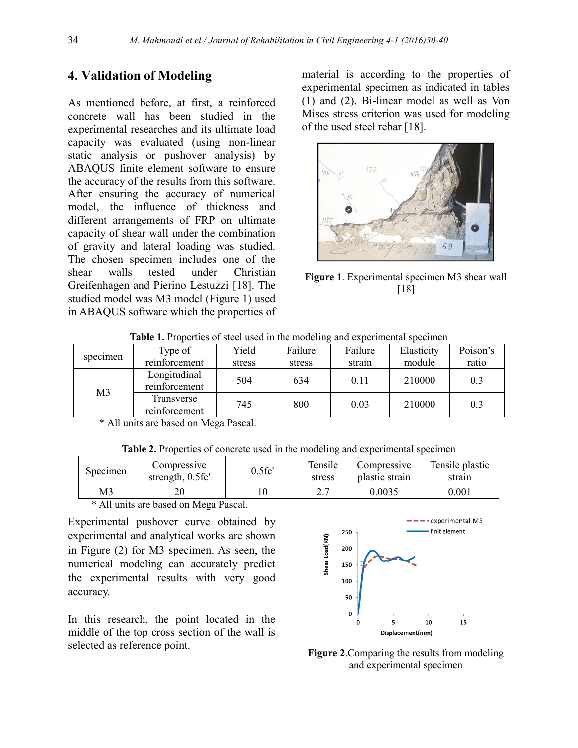## 4. Validation of Modeling

As mentioned before, at first, a reinforced concrete wall has been studied in the experimental researches and its ultimate load capacity was evaluated (using non-linear static analysis or pushover analysis) by ABAQUS finite element software to ensure the accuracy of the results from this software. After ensuring the accuracy of numerical model, the influence of thickness and different arrangements of FRP on ultimate capacity of shear wall under the combination of gravity and lateral loading was studied. The chosen specimen includes one of the shear walls tested under Christian Greifenhagen and Pierino Lestuzzi [18]. The studied model was M3 model (Figure 1) used in ABAQUS software which the properties of material is according to the properties of experimental specimen as indicated in tables (1) and (2). Bi-linear model as well as Von Mises stress criterion was used for modeling of the used steel rebar [18].

**Figure 1**. Experimental specimen M3 shear wall [18]

**Table 1.** Properties of steel used in the modeling and experimental specimen

| specimen | Type of reinforcement | Yield stress | Failure stress | Failure strain | Elasticity module | Poison's ratio |
|---|---|---|---|---|---|---|
| M3 | Longitudinal reinforcement | 504 | 634 | 0.11 | 210000 | 0.3 |
| | Transverse reinforcement | 745 | 800 | 0.03 | 210000 | 0.3 |

\* All units are based on Mega Pascal.

**Table 2.** Properties of concrete used in the modeling and experimental specimen

| Specimen | Compressive strength, 0.5fc' | 0.5fc' | Tensile stress | Compressive plastic strain | Tensile plastic strain |
|---|---|---|---|---|---|
| M3 | 20 | 10 | 2.7 | 0.0035 | 0.001 |

\* All units are based on Mega Pascal.

Experimental pushover curve obtained by experimental and analytical works are shown in Figure (2) for M3 specimen. As seen, the numerical modeling can accurately predict the experimental results with very good accuracy.

In this research, the point located in the middle of the top cross section of the wall is selected as reference point.

**Figure 2**.Comparing the results from modeling and experimental specimen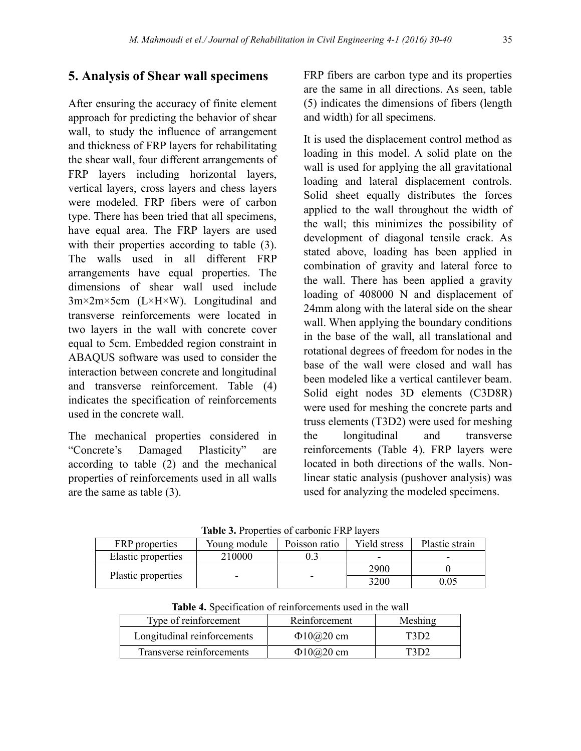## 5. Analysis of Shear wall specimens

After ensuring the accuracy of finite element approach for predicting the behavior of shear wall, to study the influence of arrangement and thickness of FRP layers for rehabilitating the shear wall, four different arrangements of FRP layers including horizontal layers, vertical layers, cross layers and chess layers were modeled. FRP fibers were of carbon type. There has been tried that all specimens, have equal area. The FRP layers are used with their properties according to table (3). The walls used in all different FRP arrangements have equal properties. The dimensions of shear wall used include 3m×2m×5cm (L×H×W). Longitudinal and transverse reinforcements were located in two layers in the wall with concrete cover equal to 5cm. Embedded region constraint in ABAQUS software was used to consider the interaction between concrete and longitudinal and transverse reinforcement. Table (4) indicates the specification of reinforcements used in the concrete wall.

The mechanical properties considered in "Concrete's Damaged Plasticity" are according to table (2) and the mechanical properties of reinforcements used in all walls are the same as table (3).

FRP fibers are carbon type and its properties are the same in all directions. As seen, table (5) indicates the dimensions of fibers (length and width) for all specimens.

It is used the displacement control method as loading in this model. A solid plate on the wall is used for applying the all gravitational loading and lateral displacement controls. Solid sheet equally distributes the forces applied to the wall throughout the width of the wall; this minimizes the possibility of development of diagonal tensile crack. As stated above, loading has been applied in combination of gravity and lateral force to the wall. There has been applied a gravity loading of 408000 N and displacement of 24mm along with the lateral side on the shear wall. When applying the boundary conditions in the base of the wall, all translational and rotational degrees of freedom for nodes in the base of the wall were closed and wall has been modeled like a vertical cantilever beam. Solid eight nodes 3D elements (C3D8R) were used for meshing the concrete parts and truss elements (T3D2) were used for meshing the longitudinal and transverse reinforcements (Table 4). FRP layers were located in both directions of the walls. Non-linear static analysis (pushover analysis) was used for analyzing the modeled specimens.

**Table 3.** Properties of carbonic FRP layers

| FRP properties | Young module | Poisson ratio | Yield stress | Plastic strain |
|---|---|---|---|---|
| Elastic properties | 210000 | 0.3 | - | - |
| Plastic properties | - | - | 2900 | 0 |
| | | | 3200 | 0.05 |

**Table 4.** Specification of reinforcements used in the wall

| Type of reinforcement | Reinforcement | Meshing |
|---|---|---|
| Longitudinal reinforcements | Φ10@20 cm | T3D2 |
| Transverse reinforcements | Φ10@20 cm | T3D2 |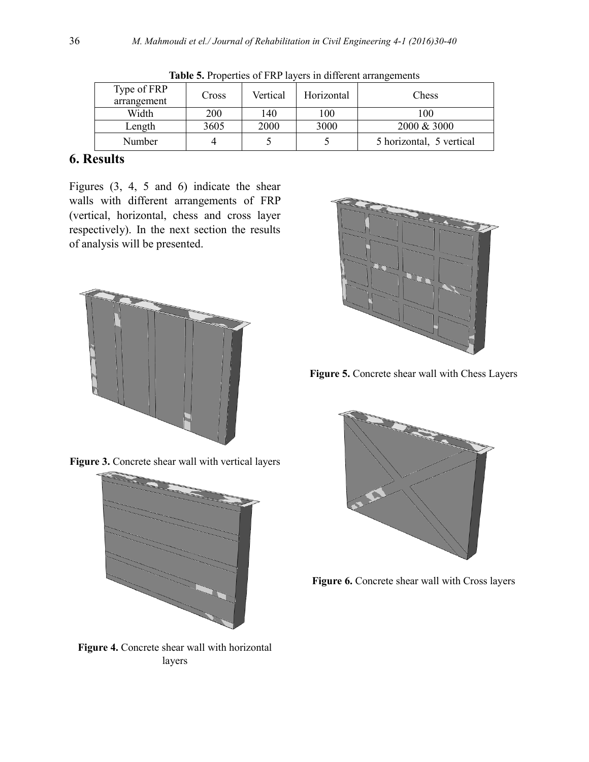**Table 5.** Properties of FRP layers in different arrangements

| Type of FRP arrangement | Cross | Vertical | Horizontal | Chess |
|---|---|---|---|---|
| Width | 200 | 140 | 100 | 100 |
| Length | 3605 | 2000 | 3000 | 2000 & 3000 |
| Number | 4 | 5 | 5 | 5 horizontal, 5 vertical |

## 6. Results

Figures (3, 4, 5 and 6) indicate the shear walls with different arrangements of FRP (vertical, horizontal, chess and cross layer respectively). In the next section the results of analysis will be presented.

**Figure 3.** Concrete shear wall with vertical layers

**Figure 4.** Concrete shear wall with horizontal layers

**Figure 5.** Concrete shear wall with Chess Layers

**Figure 6.** Concrete shear wall with Cross layers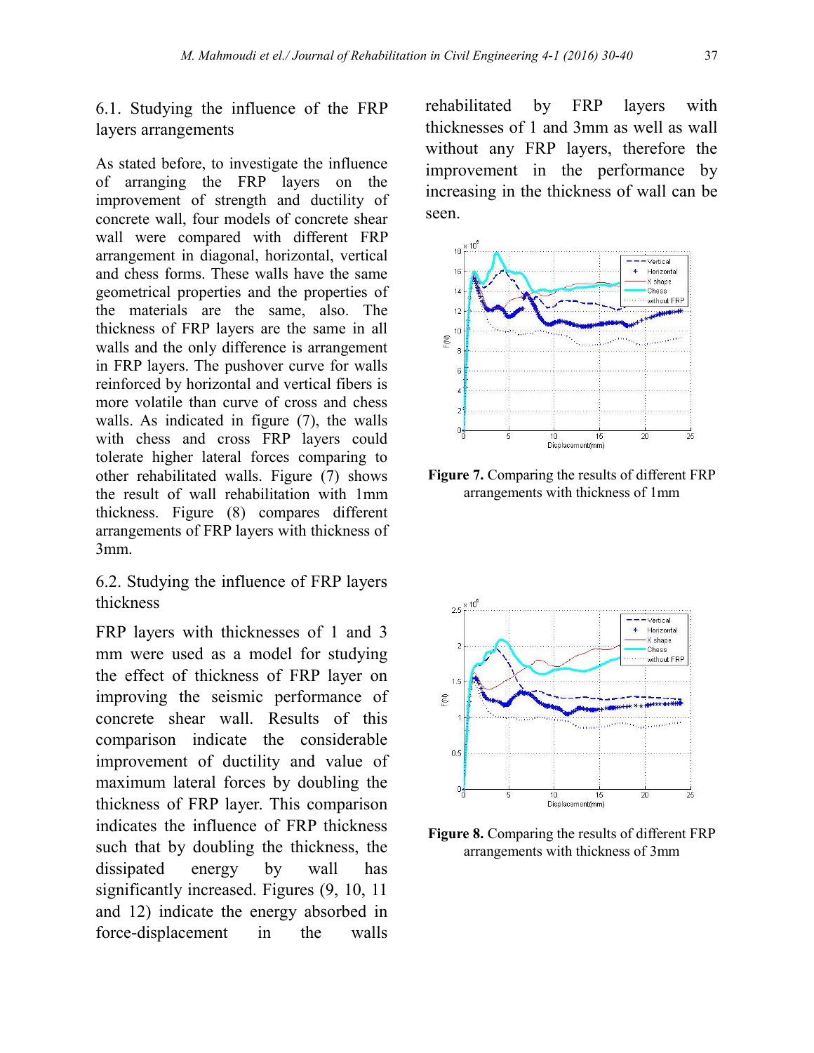### 6.1. Studying the influence of the FRP layers arrangements

As stated before, to investigate the influence of arranging the FRP layers on the improvement of strength and ductility of concrete wall, four models of concrete shear wall were compared with different FRP arrangement in diagonal, horizontal, vertical and chess forms. These walls have the same geometrical properties and the properties of the materials are the same, also. The thickness of FRP layers are the same in all walls and the only difference is arrangement in FRP layers. The pushover curve for walls reinforced by horizontal and vertical fibers is more volatile than curve of cross and chess walls. As indicated in figure (7), the walls with chess and cross FRP layers could tolerate higher lateral forces comparing to other rehabilitated walls. Figure (7) shows the result of wall rehabilitation with 1mm thickness. Figure (8) compares different arrangements of FRP layers with thickness of 3mm.

### 6.2. Studying the influence of FRP layers thickness

FRP layers with thicknesses of 1 and 3 mm were used as a model for studying the effect of thickness of FRP layer on improving the seismic performance of concrete shear wall. Results of this comparison indicate the considerable improvement of ductility and value of maximum lateral forces by doubling the thickness of FRP layer. This comparison indicates the influence of FRP thickness such that by doubling the thickness, the dissipated energy by wall has significantly increased. Figures (9, 10, 11 and 12) indicate the energy absorbed in force-displacement in the walls rehabilitated by FRP layers with thicknesses of 1 and 3mm as well as wall without any FRP layers, therefore the improvement in the performance by increasing in the thickness of wall can be seen.

**Figure 7.** Comparing the results of different FRP arrangements with thickness of 1mm

**Figure 8.** Comparing the results of different FRP arrangements with thickness of 3mm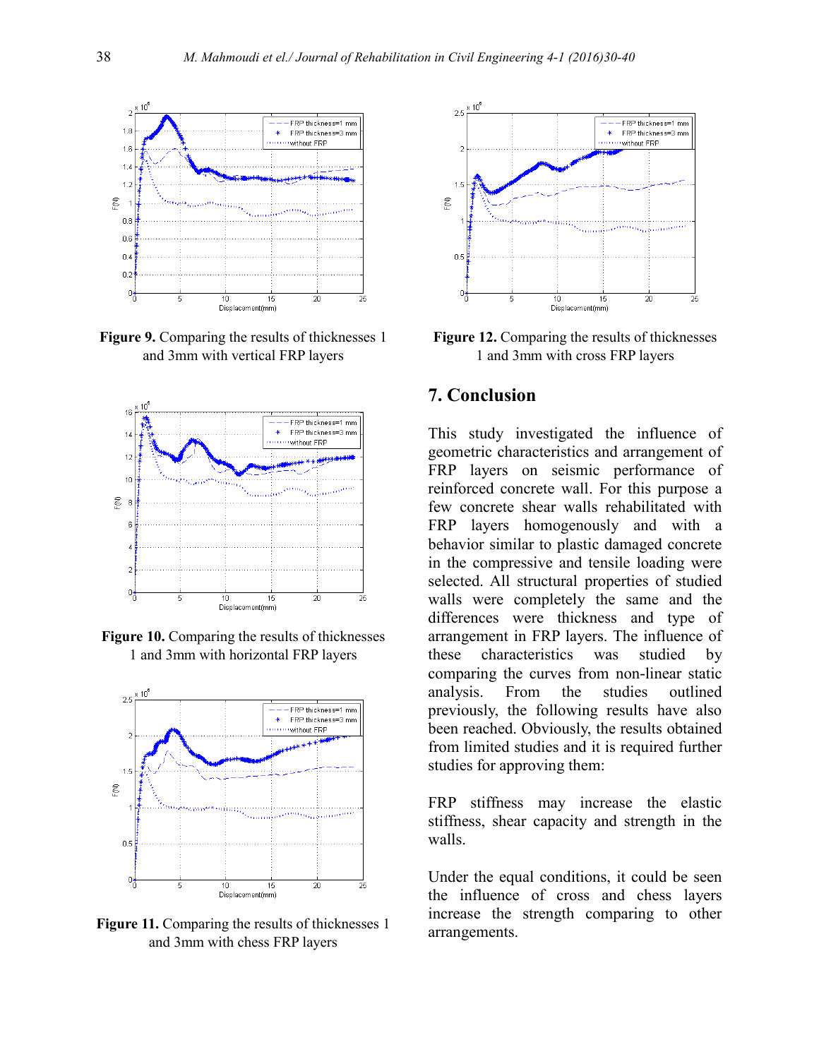Figure 9. Comparing the results of thicknesses 1 and 3mm with vertical FRP layers

Figure 10. Comparing the results of thicknesses 1 and 3mm with horizontal FRP layers

Figure 11. Comparing the results of thicknesses 1 and 3mm with chess FRP layers

Figure 12. Comparing the results of thicknesses 1 and 3mm with cross FRP layers

## 7. Conclusion

This study investigated the influence of geometric characteristics and arrangement of FRP layers on seismic performance of reinforced concrete wall. For this purpose a few concrete shear walls rehabilitated with FRP layers homogenously and with a behavior similar to plastic damaged concrete in the compressive and tensile loading were selected. All structural properties of studied walls were completely the same and the differences were thickness and type of arrangement in FRP layers. The influence of these characteristics was studied by comparing the curves from non-linear static analysis. From the studies outlined previously, the following results have also been reached. Obviously, the results obtained from limited studies and it is required further studies for approving them:

FRP stiffness may increase the elastic stiffness, shear capacity and strength in the walls.

Under the equal conditions, it could be seen the influence of cross and chess layers increase the strength comparing to other arrangements.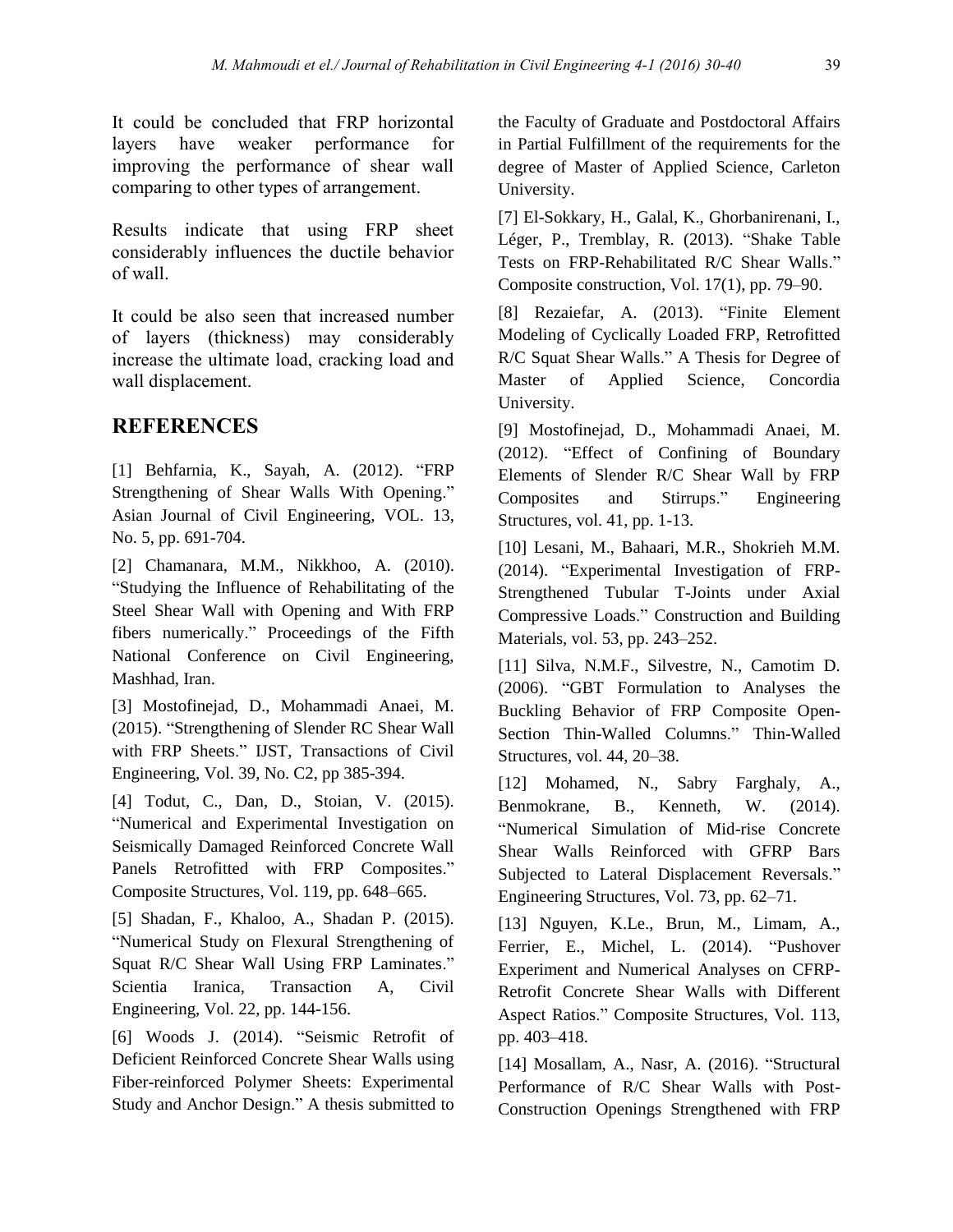It could be concluded that FRP horizontal layers have weaker performance for improving the performance of shear wall comparing to other types of arrangement.

Results indicate that using FRP sheet considerably influences the ductile behavior of wall.

It could be also seen that increased number of layers (thickness) may considerably increase the ultimate load, cracking load and wall displacement.

## REFERENCES

[1] Behfarnia, K., Sayah, A. (2012). "FRP Strengthening of Shear Walls With Opening." Asian Journal of Civil Engineering, VOL. 13, No. 5, pp. 691-704.

[2] Chamanara, M.M., Nikkhoo, A. (2010). "Studying the Influence of Rehabilitating of the Steel Shear Wall with Opening and With FRP fibers numerically." Proceedings of the Fifth National Conference on Civil Engineering, Mashhad, Iran.

[3] Mostofinejad, D., Mohammadi Anaei, M. (2015). "Strengthening of Slender RC Shear Wall with FRP Sheets." IJST, Transactions of Civil Engineering, Vol. 39, No. C2, pp 385-394.

[4] Todut, C., Dan, D., Stoian, V. (2015). "Numerical and Experimental Investigation on Seismically Damaged Reinforced Concrete Wall Panels Retrofitted with FRP Composites." Composite Structures, Vol. 119, pp. 648–665.

[5] Shadan, F., Khaloo, A., Shadan P. (2015). "Numerical Study on Flexural Strengthening of Squat R/C Shear Wall Using FRP Laminates." Scientia Iranica, Transaction A, Civil Engineering, Vol. 22, pp. 144-156.

[6] Woods J. (2014). "Seismic Retrofit of Deficient Reinforced Concrete Shear Walls using Fiber-reinforced Polymer Sheets: Experimental Study and Anchor Design." A thesis submitted to the Faculty of Graduate and Postdoctoral Affairs in Partial Fulfillment of the requirements for the degree of Master of Applied Science, Carleton University.

[7] El-Sokkary, H., Galal, K., Ghorbanirenani, I., Léger, P., Tremblay, R. (2013). "Shake Table Tests on FRP-Rehabilitated R/C Shear Walls." Composite construction, Vol. 17(1), pp. 79–90.

[8] Rezaiefar, A. (2013). "Finite Element Modeling of Cyclically Loaded FRP, Retrofitted R/C Squat Shear Walls." A Thesis for Degree of Master of Applied Science, Concordia University.

[9] Mostofinejad, D., Mohammadi Anaei, M. (2012). "Effect of Confining of Boundary Elements of Slender R/C Shear Wall by FRP Composites and Stirrups." Engineering Structures, vol. 41, pp. 1-13.

[10] Lesani, M., Bahaari, M.R., Shokrieh M.M. (2014). "Experimental Investigation of FRP-Strengthened Tubular T-Joints under Axial Compressive Loads." Construction and Building Materials, vol. 53, pp. 243–252.

[11] Silva, N.M.F., Silvestre, N., Camotim D. (2006). "GBT Formulation to Analyses the Buckling Behavior of FRP Composite Open-Section Thin-Walled Columns." Thin-Walled Structures, vol. 44, 20–38.

[12] Mohamed, N., Sabry Farghaly, A., Benmokrane, B., Kenneth, W. (2014). "Numerical Simulation of Mid-rise Concrete Shear Walls Reinforced with GFRP Bars Subjected to Lateral Displacement Reversals." Engineering Structures, Vol. 73, pp. 62–71.

[13] Nguyen, K.Le., Brun, M., Limam, A., Ferrier, E., Michel, L. (2014). "Pushover Experiment and Numerical Analyses on CFRP-Retrofit Concrete Shear Walls with Different Aspect Ratios." Composite Structures, Vol. 113, pp. 403–418.

[14] Mosallam, A., Nasr, A. (2016). "Structural Performance of R/C Shear Walls with Post-Construction Openings Strengthened with FRP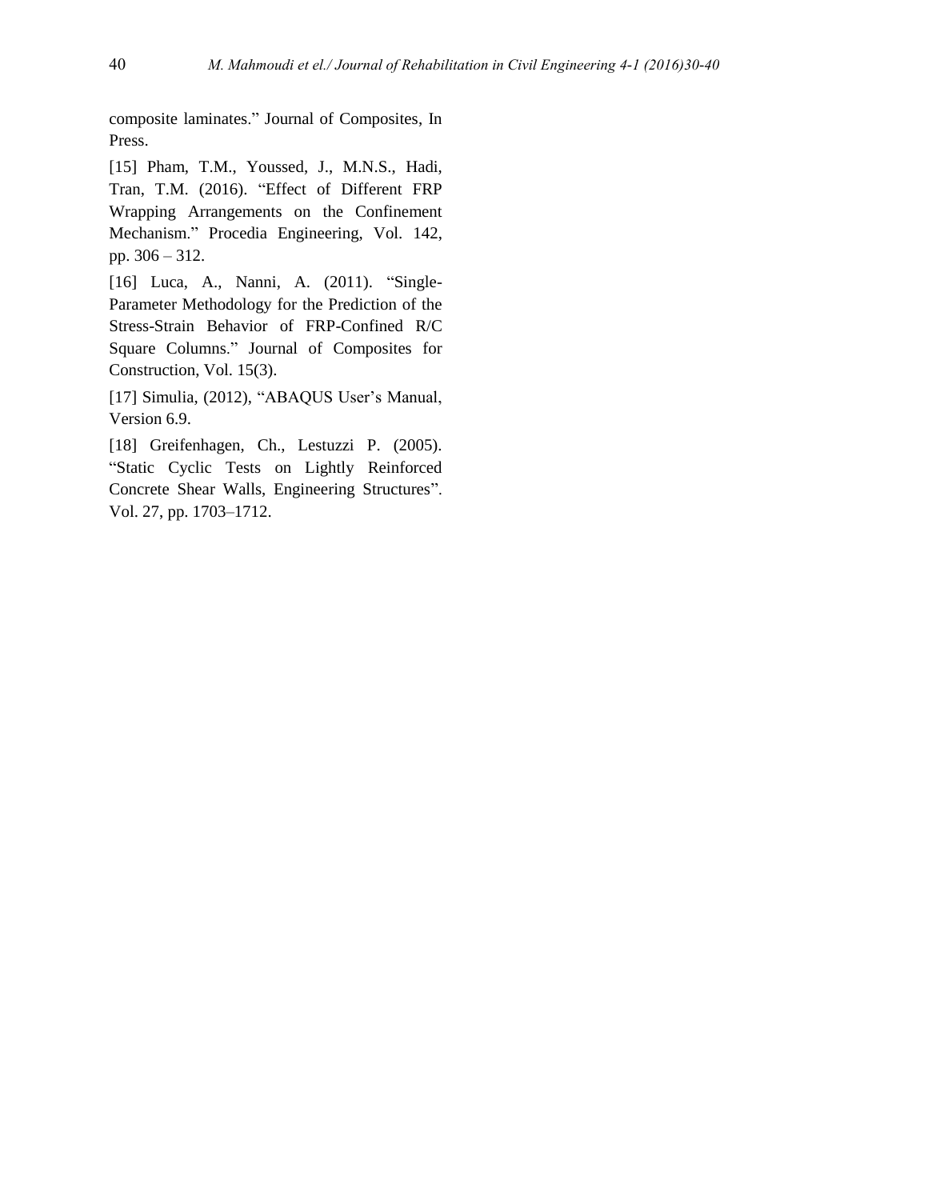composite laminates." Journal of Composites, In Press.

[15] Pham, T.M., Youssed, J., M.N.S., Hadi, Tran, T.M. (2016). "Effect of Different FRP Wrapping Arrangements on the Confinement Mechanism." Procedia Engineering, Vol. 142, pp. 306 – 312.

[16] Luca, A., Nanni, A. (2011). "Single-Parameter Methodology for the Prediction of the Stress-Strain Behavior of FRP-Confined R/C Square Columns." Journal of Composites for Construction, Vol. 15(3).

[17] Simulia, (2012), "ABAQUS User's Manual, Version 6.9.

[18] Greifenhagen, Ch., Lestuzzi P. (2005). "Static Cyclic Tests on Lightly Reinforced Concrete Shear Walls, Engineering Structures". Vol. 27, pp. 1703–1712.